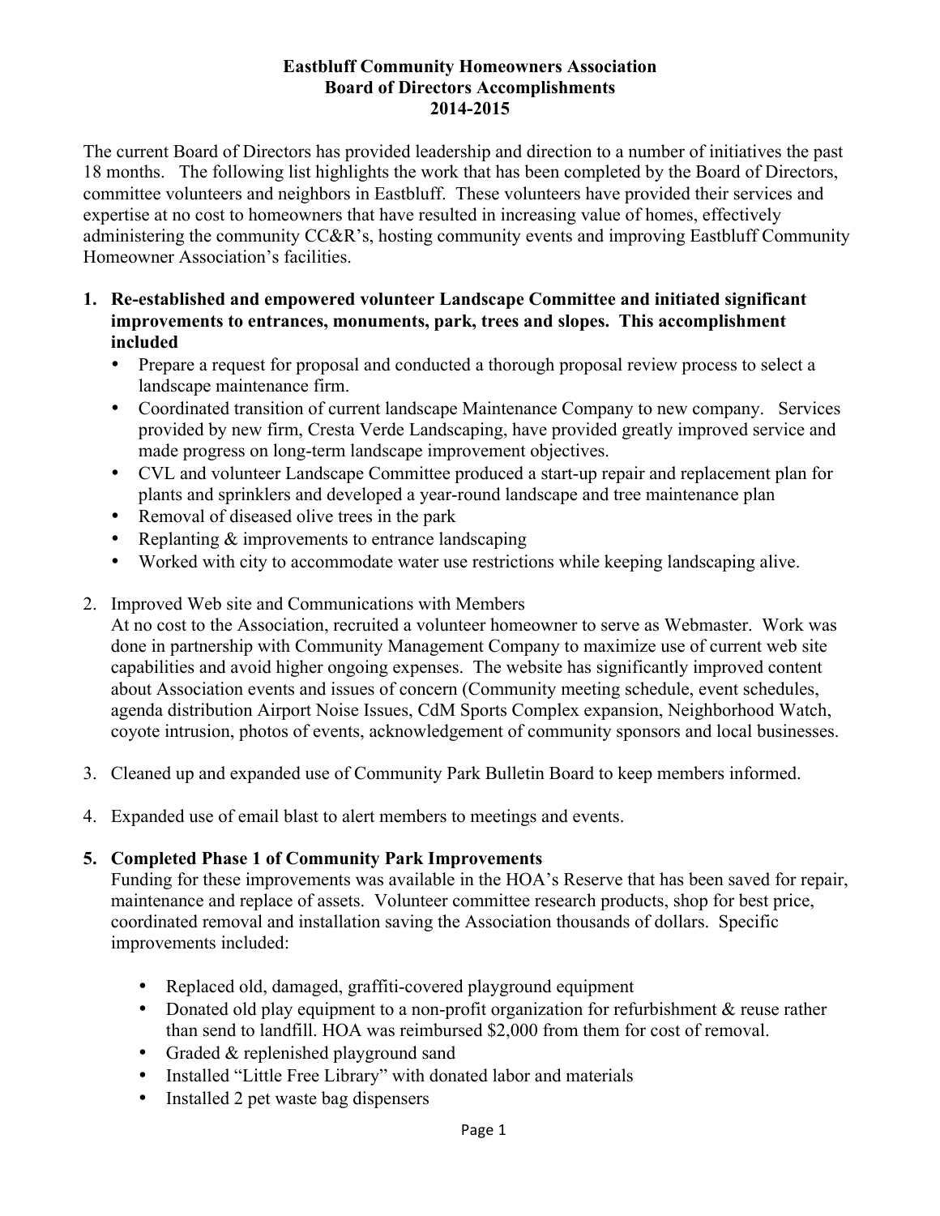**Eastbluff Community Homeowners Association**
**Board of Directors Accomplishments**
**2014-2015**

The current Board of Directors has provided leadership and direction to a number of initiatives the past 18 months. The following list highlights the work that has been completed by the Board of Directors, committee volunteers and neighbors in Eastbluff. These volunteers have provided their services and expertise at no cost to homeowners that have resulted in increasing value of homes, effectively administering the community CC&R's, hosting community events and improving Eastbluff Community Homeowner Association's facilities.

1. **Re-established and empowered volunteer Landscape Committee and initiated significant improvements to entrances, monuments, park, trees and slopes. This accomplishment included**
   - Prepare a request for proposal and conducted a thorough proposal review process to select a landscape maintenance firm.
   - Coordinated transition of current landscape Maintenance Company to new company. Services provided by new firm, Cresta Verde Landscaping, have provided greatly improved service and made progress on long-term landscape improvement objectives.
   - CVL and volunteer Landscape Committee produced a start-up repair and replacement plan for plants and sprinklers and developed a year-round landscape and tree maintenance plan
   - Removal of diseased olive trees in the park
   - Replanting & improvements to entrance landscaping
   - Worked with city to accommodate water use restrictions while keeping landscaping alive.

2. Improved Web site and Communications with Members
   At no cost to the Association, recruited a volunteer homeowner to serve as Webmaster. Work was done in partnership with Community Management Company to maximize use of current web site capabilities and avoid higher ongoing expenses. The website has significantly improved content about Association events and issues of concern (Community meeting schedule, event schedules, agenda distribution Airport Noise Issues, CdM Sports Complex expansion, Neighborhood Watch, coyote intrusion, photos of events, acknowledgement of community sponsors and local businesses.

3. Cleaned up and expanded use of Community Park Bulletin Board to keep members informed.

4. Expanded use of email blast to alert members to meetings and events.

5. **Completed Phase 1 of Community Park Improvements**
   Funding for these improvements was available in the HOA's Reserve that has been saved for repair, maintenance and replace of assets. Volunteer committee research products, shop for best price, coordinated removal and installation saving the Association thousands of dollars. Specific improvements included:

   - Replaced old, damaged, graffiti-covered playground equipment
   - Donated old play equipment to a non-profit organization for refurbishment & reuse rather than send to landfill. HOA was reimbursed $2,000 from them for cost of removal.
   - Graded & replenished playground sand
   - Installed "Little Free Library" with donated labor and materials
   - Installed 2 pet waste bag dispensers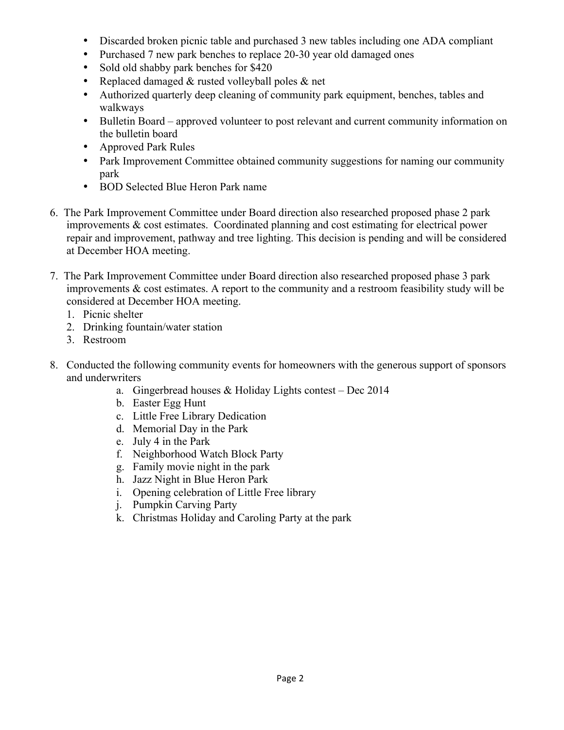- Discarded broken picnic table and purchased 3 new tables including one ADA compliant
- Purchased 7 new park benches to replace 20-30 year old damaged ones
- Sold old shabby park benches for $420
- Replaced damaged & rusted volleyball poles & net
- Authorized quarterly deep cleaning of community park equipment, benches, tables and walkways
- Bulletin Board – approved volunteer to post relevant and current community information on the bulletin board
- Approved Park Rules
- Park Improvement Committee obtained community suggestions for naming our community park
- BOD Selected Blue Heron Park name

6. The Park Improvement Committee under Board direction also researched proposed phase 2 park improvements & cost estimates. Coordinated planning and cost estimating for electrical power repair and improvement, pathway and tree lighting. This decision is pending and will be considered at December HOA meeting.

7. The Park Improvement Committee under Board direction also researched proposed phase 3 park improvements & cost estimates. A report to the community and a restroom feasibility study will be considered at December HOA meeting.
   1. Picnic shelter
   2. Drinking fountain/water station
   3. Restroom

8. Conducted the following community events for homeowners with the generous support of sponsors and underwriters
   a. Gingerbread houses & Holiday Lights contest – Dec 2014
   b. Easter Egg Hunt
   c. Little Free Library Dedication
   d. Memorial Day in the Park
   e. July 4 in the Park
   f. Neighborhood Watch Block Party
   g. Family movie night in the park
   h. Jazz Night in Blue Heron Park
   i. Opening celebration of Little Free library
   j. Pumpkin Carving Party
   k. Christmas Holiday and Caroling Party at the park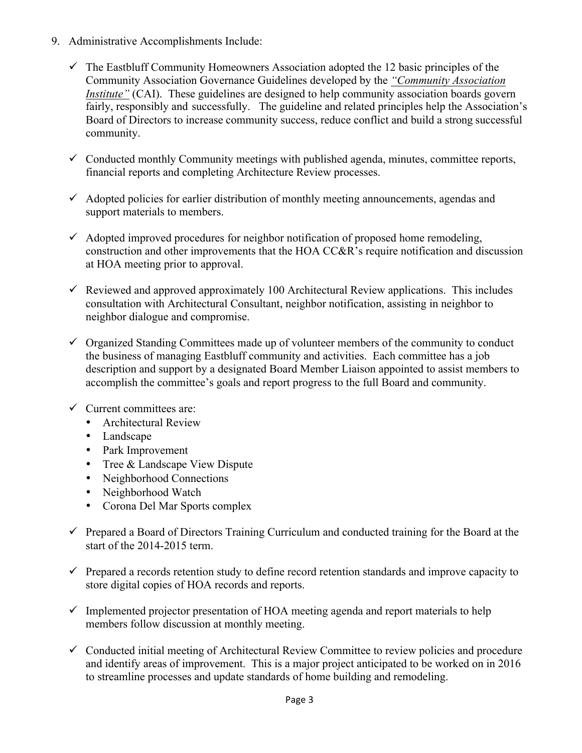9. Administrative Accomplishments Include:

   - ✓ The Eastbluff Community Homeowners Association adopted the 12 basic principles of the Community Association Governance Guidelines developed by the *"Community Association Institute"* (CAI). These guidelines are designed to help community association boards govern fairly, responsibly and successfully. The guideline and related principles help the Association's Board of Directors to increase community success, reduce conflict and build a strong successful community.

   - ✓ Conducted monthly Community meetings with published agenda, minutes, committee reports, financial reports and completing Architecture Review processes.

   - ✓ Adopted policies for earlier distribution of monthly meeting announcements, agendas and support materials to members.

   - ✓ Adopted improved procedures for neighbor notification of proposed home remodeling, construction and other improvements that the HOA CC&R's require notification and discussion at HOA meeting prior to approval.

   - ✓ Reviewed and approved approximately 100 Architectural Review applications. This includes consultation with Architectural Consultant, neighbor notification, assisting in neighbor to neighbor dialogue and compromise.

   - ✓ Organized Standing Committees made up of volunteer members of the community to conduct the business of managing Eastbluff community and activities. Each committee has a job description and support by a designated Board Member Liaison appointed to assist members to accomplish the committee's goals and report progress to the full Board and community.

   - ✓ Current committees are:
     - Architectural Review
     - Landscape
     - Park Improvement
     - Tree & Landscape View Dispute
     - Neighborhood Connections
     - Neighborhood Watch
     - Corona Del Mar Sports complex

   - ✓ Prepared a Board of Directors Training Curriculum and conducted training for the Board at the start of the 2014-2015 term.

   - ✓ Prepared a records retention study to define record retention standards and improve capacity to store digital copies of HOA records and reports.

   - ✓ Implemented projector presentation of HOA meeting agenda and report materials to help members follow discussion at monthly meeting.

   - ✓ Conducted initial meeting of Architectural Review Committee to review policies and procedure and identify areas of improvement. This is a major project anticipated to be worked on in 2016 to streamline processes and update standards of home building and remodeling.